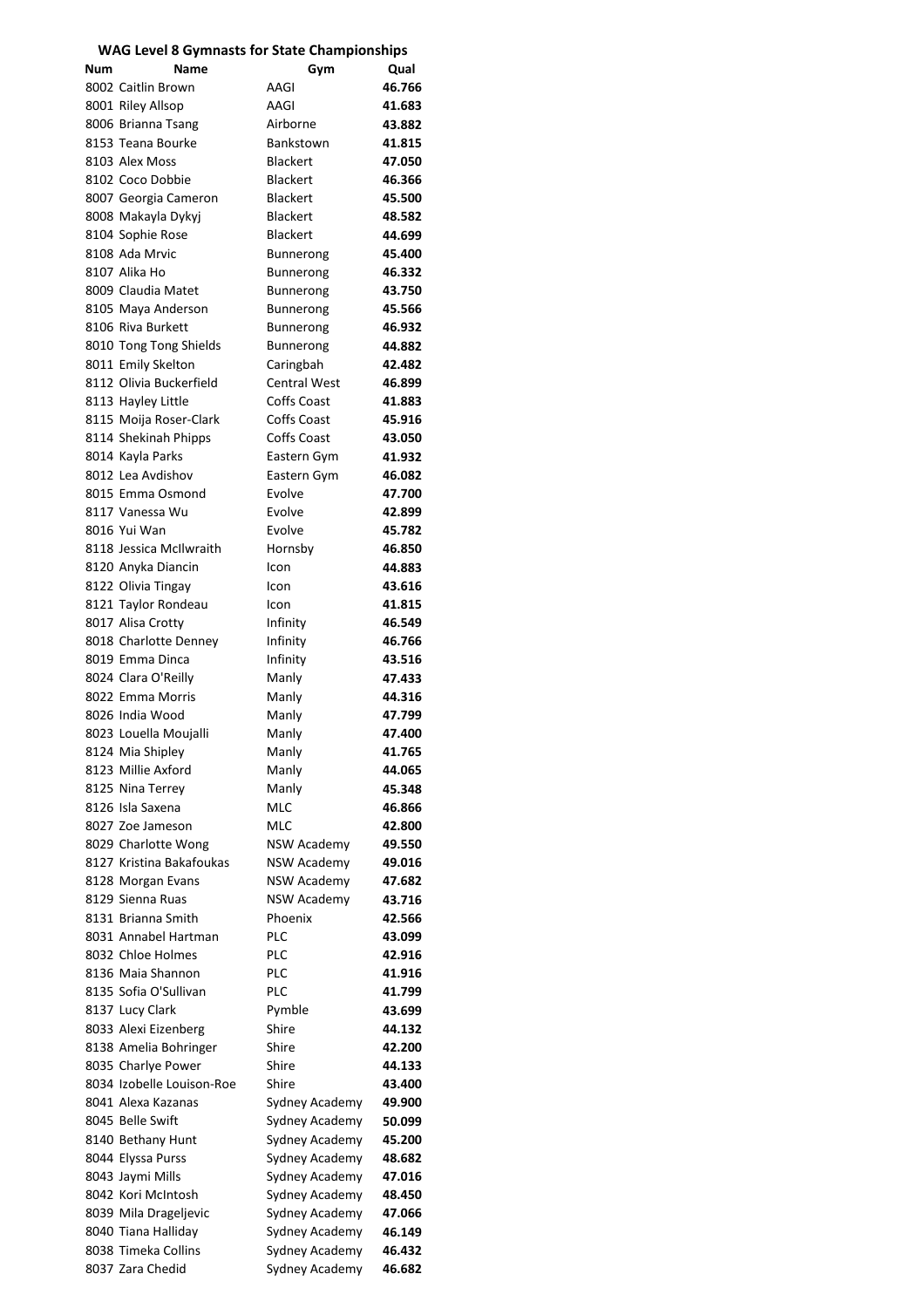### WAG Level 8 Gymnasts for State Championships

| Num | Name | Gym | Qual |
|---|---|---|---|
| 8002 | Caitlin Brown | AAGI | **46.766** |
| 8001 | Riley Allsop | AAGI | **41.683** |
| 8006 | Brianna Tsang | Airborne | **43.882** |
| 8153 | Teana Bourke | Bankstown | **41.815** |
| 8103 | Alex Moss | Blackert | **47.050** |
| 8102 | Coco Dobbie | Blackert | **46.366** |
| 8007 | Georgia Cameron | Blackert | **45.500** |
| 8008 | Makayla Dykyj | Blackert | **48.582** |
| 8104 | Sophie Rose | Blackert | **44.699** |
| 8108 | Ada Mrvic | Bunnerong | **45.400** |
| 8107 | Alika Ho | Bunnerong | **46.332** |
| 8009 | Claudia Matet | Bunnerong | **43.750** |
| 8105 | Maya Anderson | Bunnerong | **45.566** |
| 8106 | Riva Burkett | Bunnerong | **46.932** |
| 8010 | Tong Tong Shields | Bunnerong | **44.882** |
| 8011 | Emily Skelton | Caringbah | **42.482** |
| 8112 | Olivia Buckerfield | Central West | **46.899** |
| 8113 | Hayley Little | Coffs Coast | **41.883** |
| 8115 | Moija Roser-Clark | Coffs Coast | **45.916** |
| 8114 | Shekinah Phipps | Coffs Coast | **43.050** |
| 8014 | Kayla Parks | Eastern Gym | **41.932** |
| 8012 | Lea Avdishov | Eastern Gym | **46.082** |
| 8015 | Emma Osmond | Evolve | **47.700** |
| 8117 | Vanessa Wu | Evolve | **42.899** |
| 8016 | Yui Wan | Evolve | **45.782** |
| 8118 | Jessica McIlwraith | Hornsby | **46.850** |
| 8120 | Anyka Diancin | Icon | **44.883** |
| 8122 | Olivia Tingay | Icon | **43.616** |
| 8121 | Taylor Rondeau | Icon | **41.815** |
| 8017 | Alisa Crotty | Infinity | **46.549** |
| 8018 | Charlotte Denney | Infinity | **46.766** |
| 8019 | Emma Dinca | Infinity | **43.516** |
| 8024 | Clara O'Reilly | Manly | **47.433** |
| 8022 | Emma Morris | Manly | **44.316** |
| 8026 | India Wood | Manly | **47.799** |
| 8023 | Louella Moujalli | Manly | **47.400** |
| 8124 | Mia Shipley | Manly | **41.765** |
| 8123 | Millie Axford | Manly | **44.065** |
| 8125 | Nina Terrey | Manly | **45.348** |
| 8126 | Isla Saxena | MLC | **46.866** |
| 8027 | Zoe Jameson | MLC | **42.800** |
| 8029 | Charlotte Wong | NSW Academy | **49.550** |
| 8127 | Kristina Bakafoukas | NSW Academy | **49.016** |
| 8128 | Morgan Evans | NSW Academy | **47.682** |
| 8129 | Sienna Ruas | NSW Academy | **43.716** |
| 8131 | Brianna Smith | Phoenix | **42.566** |
| 8031 | Annabel Hartman | PLC | **43.099** |
| 8032 | Chloe Holmes | PLC | **42.916** |
| 8136 | Maia Shannon | PLC | **41.916** |
| 8135 | Sofia O'Sullivan | PLC | **41.799** |
| 8137 | Lucy Clark | Pymble | **43.699** |
| 8033 | Alexi Eizenberg | Shire | **44.132** |
| 8138 | Amelia Bohringer | Shire | **42.200** |
| 8035 | Charlye Power | Shire | **44.133** |
| 8034 | Izobelle Louison-Roe | Shire | **43.400** |
| 8041 | Alexa Kazanas | Sydney Academy | **49.900** |
| 8045 | Belle Swift | Sydney Academy | **50.099** |
| 8140 | Bethany Hunt | Sydney Academy | **45.200** |
| 8044 | Elyssa Purss | Sydney Academy | **48.682** |
| 8043 | Jaymi Mills | Sydney Academy | **47.016** |
| 8042 | Kori McIntosh | Sydney Academy | **48.450** |
| 8039 | Mila Drageljevic | Sydney Academy | **47.066** |
| 8040 | Tiana Halliday | Sydney Academy | **46.149** |
| 8038 | Timeka Collins | Sydney Academy | **46.432** |
| 8037 | Zara Chedid | Sydney Academy | **46.682** |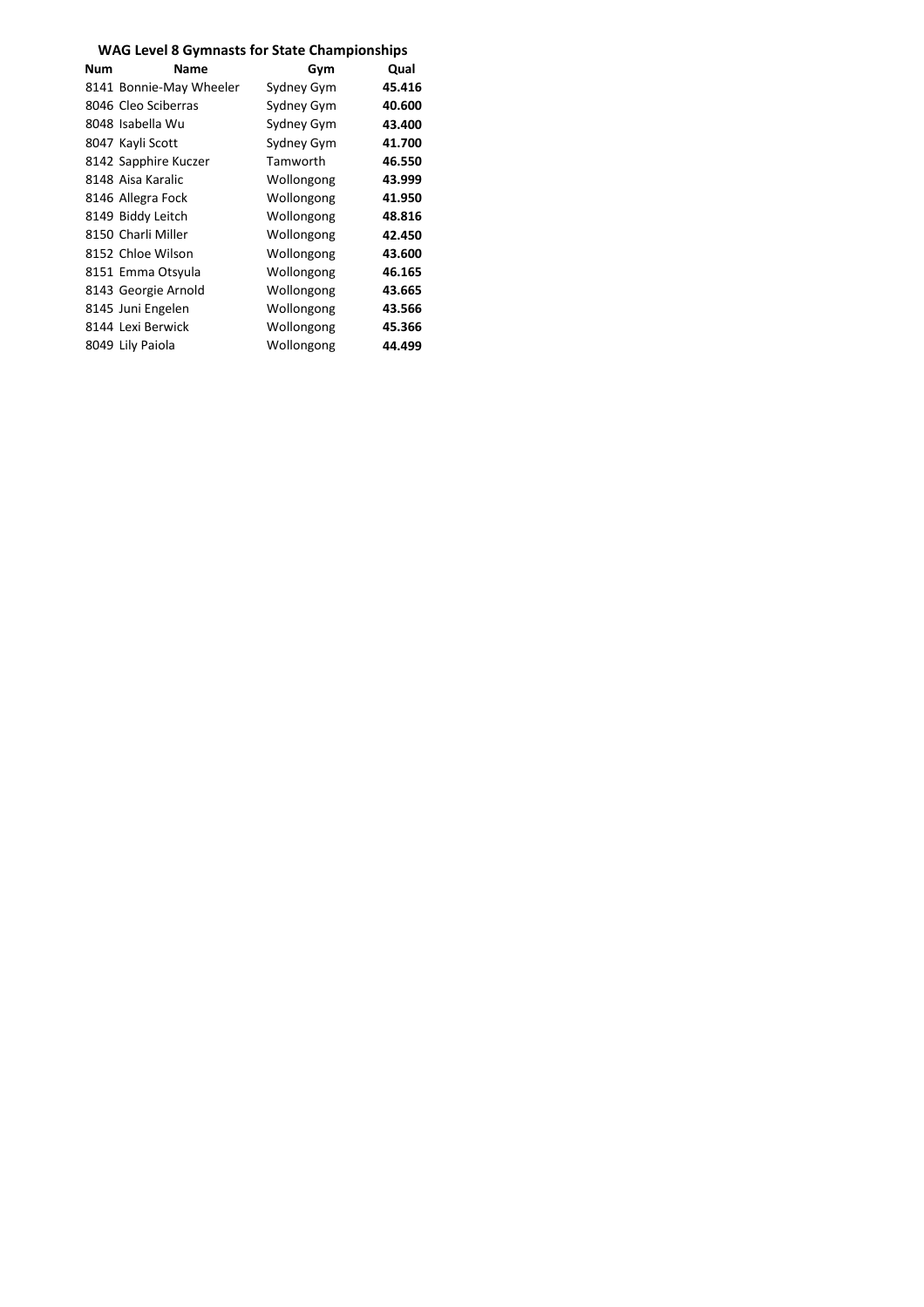## WAG Level 8 Gymnasts for State Championships

| Num | Name | Gym | Qual |
|---|---|---|---|
| 8141 | Bonnie-May Wheeler | Sydney Gym | **45.416** |
| 8046 | Cleo Sciberras | Sydney Gym | **40.600** |
| 8048 | Isabella Wu | Sydney Gym | **43.400** |
| 8047 | Kayli Scott | Sydney Gym | **41.700** |
| 8142 | Sapphire Kuczer | Tamworth | **46.550** |
| 8148 | Aisa Karalic | Wollongong | **43.999** |
| 8146 | Allegra Fock | Wollongong | **41.950** |
| 8149 | Biddy Leitch | Wollongong | **48.816** |
| 8150 | Charli Miller | Wollongong | **42.450** |
| 8152 | Chloe Wilson | Wollongong | **43.600** |
| 8151 | Emma Otsyula | Wollongong | **46.165** |
| 8143 | Georgie Arnold | Wollongong | **43.665** |
| 8145 | Juni Engelen | Wollongong | **43.566** |
| 8144 | Lexi Berwick | Wollongong | **45.366** |
| 8049 | Lily Paiola | Wollongong | **44.499** |